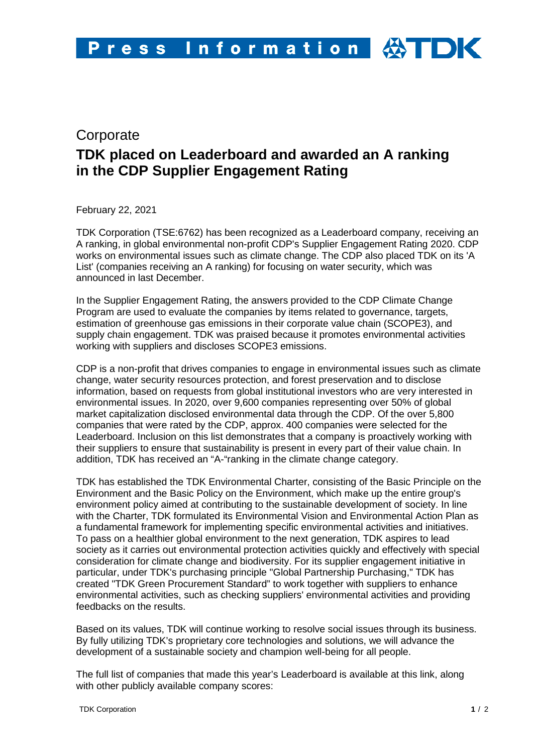Corporate

# TDK placed on Leaderboard and awarded an A ranking in the CDP Supplier Engagement Rating

February 22, 2021

TDK Corporation (TSE:6762) has been recognized as a Leaderboard company, receiving an A ranking, in global environmental non-profit CDP's Supplier Engagement Rating 2020. CDP works on environmental issues such as climate change. The CDP also placed TDK on its 'A List' (companies receiving an A ranking) for focusing on water security, which was announced in last December.

In the Supplier Engagement Rating, the answers provided to the CDP Climate Change Program are used to evaluate the companies by items related to governance, targets, estimation of greenhouse gas emissions in their corporate value chain (SCOPE3), and supply chain engagement. TDK was praised because it promotes environmental activities working with suppliers and discloses SCOPE3 emissions.

CDP is a non-profit that drives companies to engage in environmental issues such as climate change, water security resources protection, and forest preservation and to disclose information, based on requests from global institutional investors who are very interested in environmental issues. In 2020, over 9,600 companies representing over 50% of global market capitalization disclosed environmental data through the CDP. Of the over 5,800 companies that were rated by the CDP, approx. 400 companies were selected for the Leaderboard. Inclusion on this list demonstrates that a company is proactively working with their suppliers to ensure that sustainability is present in every part of their value chain. In addition, TDK has received an "A-"ranking in the climate change category.

TDK has established the TDK Environmental Charter, consisting of the Basic Principle on the Environment and the Basic Policy on the Environment, which make up the entire group's environment policy aimed at contributing to the sustainable development of society. In line with the Charter, TDK formulated its Environmental Vision and Environmental Action Plan as a fundamental framework for implementing specific environmental activities and initiatives. To pass on a healthier global environment to the next generation, TDK aspires to lead society as it carries out environmental protection activities quickly and effectively with special consideration for climate change and biodiversity. For its supplier engagement initiative in particular, under TDK's purchasing principle "Global Partnership Purchasing," TDK has created "TDK Green Procurement Standard" to work together with suppliers to enhance environmental activities, such as checking suppliers' environmental activities and providing feedbacks on the results.

Based on its values, TDK will continue working to resolve social issues through its business. By fully utilizing TDK's proprietary core technologies and solutions, we will advance the development of a sustainable society and champion well-being for all people.

The full list of companies that made this year's Leaderboard is available at this link, along with other publicly available company scores: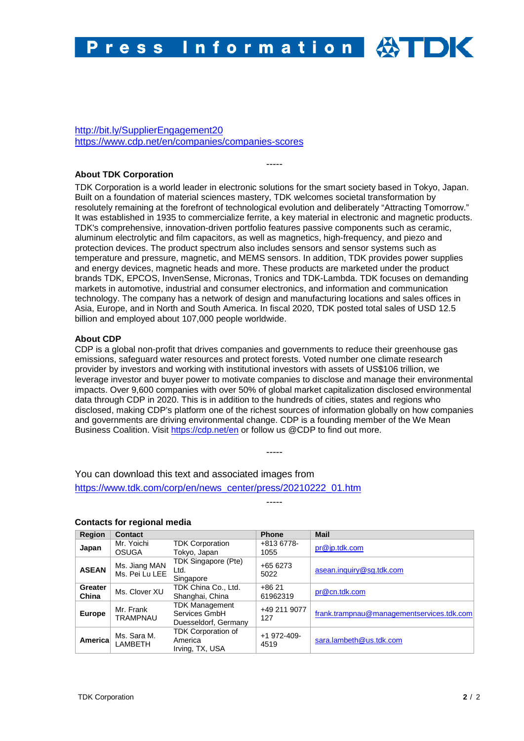http://bit.ly/SupplierEngagement20
https://www.cdp.net/en/companies/companies-scores

-----

**About TDK Corporation**

TDK Corporation is a world leader in electronic solutions for the smart society based in Tokyo, Japan. Built on a foundation of material sciences mastery, TDK welcomes societal transformation by resolutely remaining at the forefront of technological evolution and deliberately "Attracting Tomorrow." It was established in 1935 to commercialize ferrite, a key material in electronic and magnetic products. TDK's comprehensive, innovation-driven portfolio features passive components such as ceramic, aluminum electrolytic and film capacitors, as well as magnetics, high-frequency, and piezo and protection devices. The product spectrum also includes sensors and sensor systems such as temperature and pressure, magnetic, and MEMS sensors. In addition, TDK provides power supplies and energy devices, magnetic heads and more. These products are marketed under the product brands TDK, EPCOS, InvenSense, Micronas, Tronics and TDK-Lambda. TDK focuses on demanding markets in automotive, industrial and consumer electronics, and information and communication technology. The company has a network of design and manufacturing locations and sales offices in Asia, Europe, and in North and South America. In fiscal 2020, TDK posted total sales of USD 12.5 billion and employed about 107,000 people worldwide.

**About CDP**

CDP is a global non-profit that drives companies and governments to reduce their greenhouse gas emissions, safeguard water resources and protect forests. Voted number one climate research provider by investors and working with institutional investors with assets of US$106 trillion, we leverage investor and buyer power to motivate companies to disclose and manage their environmental impacts. Over 9,600 companies with over 50% of global market capitalization disclosed environmental data through CDP in 2020. This is in addition to the hundreds of cities, states and regions who disclosed, making CDP's platform one of the richest sources of information globally on how companies and governments are driving environmental change. CDP is a founding member of the We Mean Business Coalition. Visit https://cdp.net/en or follow us @CDP to find out more.

-----

You can download this text and associated images from
https://www.tdk.com/corp/en/news_center/press/20210222_01.htm

-----

**Contacts for regional media**

| Region | Contact | | Phone | Mail |
|---|---|---|---|---|
| Japan | Mr. Yoichi OSUGA | TDK Corporation Tokyo, Japan | +813 6778-1055 | pr@jp.tdk.com |
| ASEAN | Ms. Jiang MAN Ms. Pei Lu LEE | TDK Singapore (Pte) Ltd. Singapore | +65 6273 5022 | asean.inquiry@sg.tdk.com |
| Greater China | Ms. Clover XU | TDK China Co., Ltd. Shanghai, China | +86 21 61962319 | pr@cn.tdk.com |
| Europe | Mr. Frank TRAMPNAU | TDK Management Services GmbH Duesseldorf, Germany | +49 211 9077 127 | frank.trampnau@managementservices.tdk.com |
| America | Ms. Sara M. LAMBETH | TDK Corporation of America Irving, TX, USA | +1 972-409-4519 | sara.lambeth@us.tdk.com |